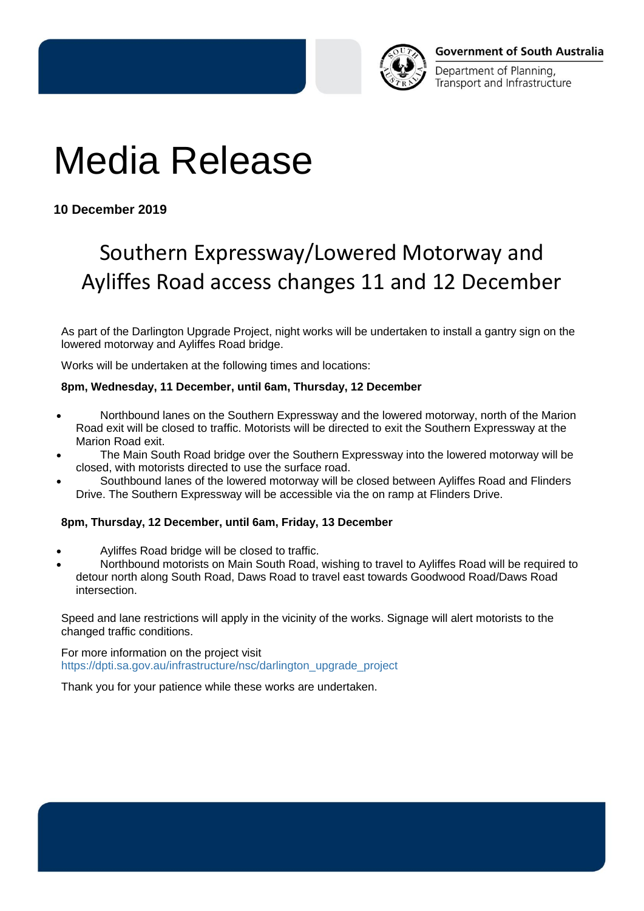Government of South Australia

Department of Planning, Transport and Infrastructure

# Media Release

**10 December 2019**

## Southern Expressway/Lowered Motorway and Ayliffes Road access changes 11 and 12 December

As part of the Darlington Upgrade Project, night works will be undertaken to install a gantry sign on the lowered motorway and Ayliffes Road bridge.

Works will be undertaken at the following times and locations:

**8pm, Wednesday, 11 December, until 6am, Thursday, 12 December**

- Northbound lanes on the Southern Expressway and the lowered motorway, north of the Marion Road exit will be closed to traffic. Motorists will be directed to exit the Southern Expressway at the Marion Road exit.
- The Main South Road bridge over the Southern Expressway into the lowered motorway will be closed, with motorists directed to use the surface road.
- Southbound lanes of the lowered motorway will be closed between Ayliffes Road and Flinders Drive. The Southern Expressway will be accessible via the on ramp at Flinders Drive.

**8pm, Thursday, 12 December, until 6am, Friday, 13 December**

- Ayliffes Road bridge will be closed to traffic.
- Northbound motorists on Main South Road, wishing to travel to Ayliffes Road will be required to detour north along South Road, Daws Road to travel east towards Goodwood Road/Daws Road intersection.

Speed and lane restrictions will apply in the vicinity of the works. Signage will alert motorists to the changed traffic conditions.

For more information on the project visit
https://dpti.sa.gov.au/infrastructure/nsc/darlington_upgrade_project

Thank you for your patience while these works are undertaken.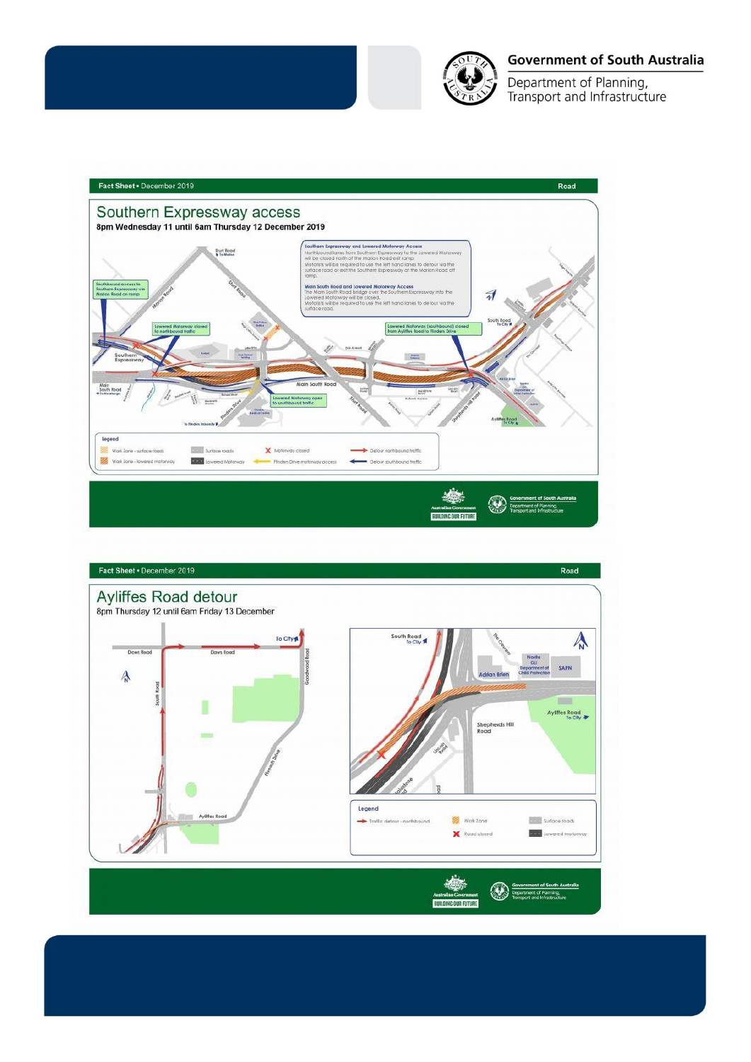Government of South Australia

Department of Planning, Transport and Infrastructure

Fact Sheet • December 2019 Road

## Southern Expressway access

**8pm Wednesday 11 until 6am Thursday 12 December 2019**

Southern Expressway and Lowered Motorway Access

Northbound lanes from Southern Expressway to the Lowered Motorway will be closed north of the Marion Road exit ramp.

Motorists will be required to use the left hand lanes to detour via the surface road or exit the Southern Expressway at the Marion Road off ramp.

Main South Road and Lowered Motorway Access

The Main South Road bridge over the Southern Expressway into the Lowered Motorway will be closed.

Motorists will be required to use the left hand lanes to detour via the surface road.

Southbound access to Southern Expressway via Marion Road on ramp

Lowered Motorway closed to northbound traffic

Lowered Motorway (southbound) closed from Ayliffes Road to Flinders Drive

Lowered Motorway open to southbound traffic

Sturt Road To Marion

Marion Road

Sturt Road

South Road To City

Southern Expressway

Main South Road To Noarlunga

Main South Road

Flinders Drive

To Flinders University

Shepherds Hill Road

Ayliffes Road To City

Legend

Work Zone - surface roads

Work Zone - lowered motorway

Surface roads

Lowered Motorway

Motorway closed

Flinders Drive motorway access

Detour northbound traffic

Detour southbound traffic

Australian Government BUILDING OUR FUTURE

Government of South Australia Department of Planning, Transport and Infrastructure

Fact Sheet • December 2019 Road

## Ayliffes Road detour

8pm Thursday 12 until 6am Friday 13 December

Daws Road

Daws Road

To City

Goodwood Road

South Road

Ayliffes Road

South Road To City

Ayliffes Road To City

Shepherds Hill Road

Legend

Traffic detour - northbound

Work zone

Road closed

Surface roads

Lowered motorway

Australian Government BUILDING OUR FUTURE

Government of South Australia Department of Planning, Transport and Infrastructure